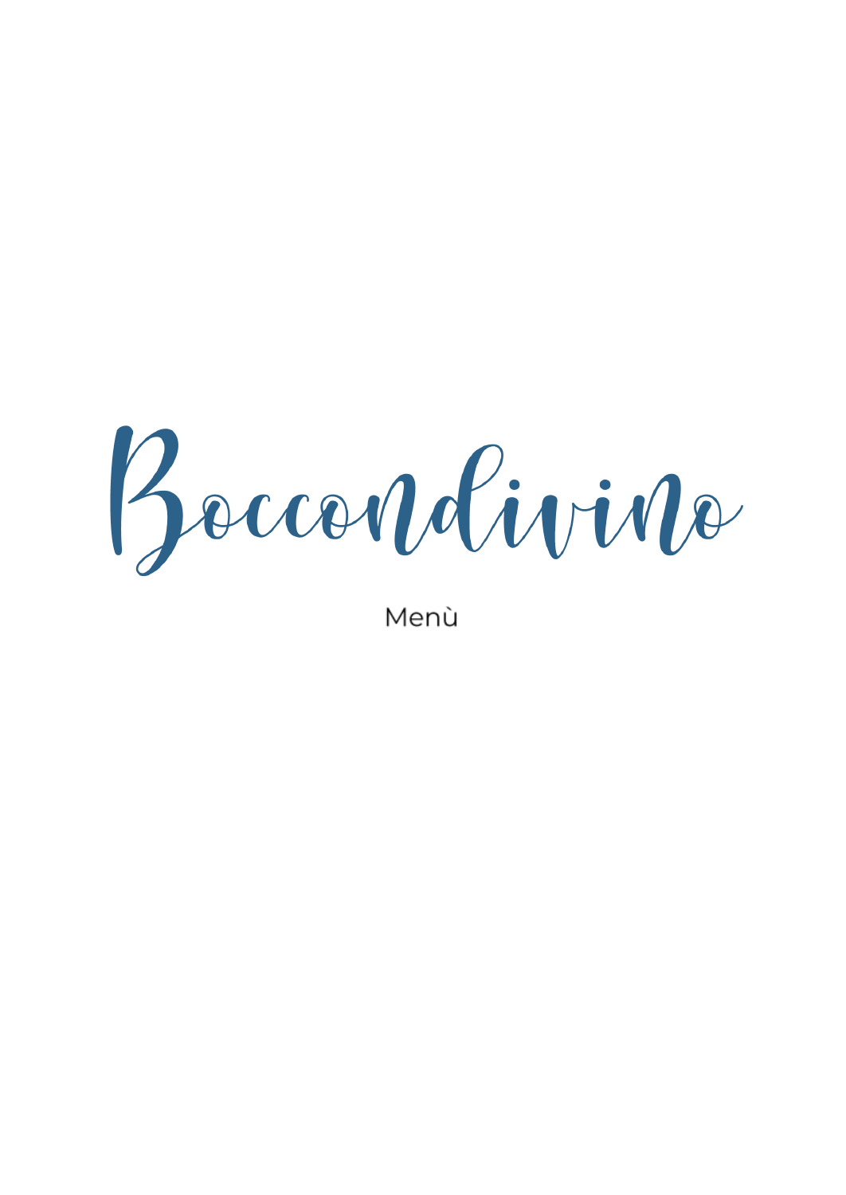# Boccondivino

Menù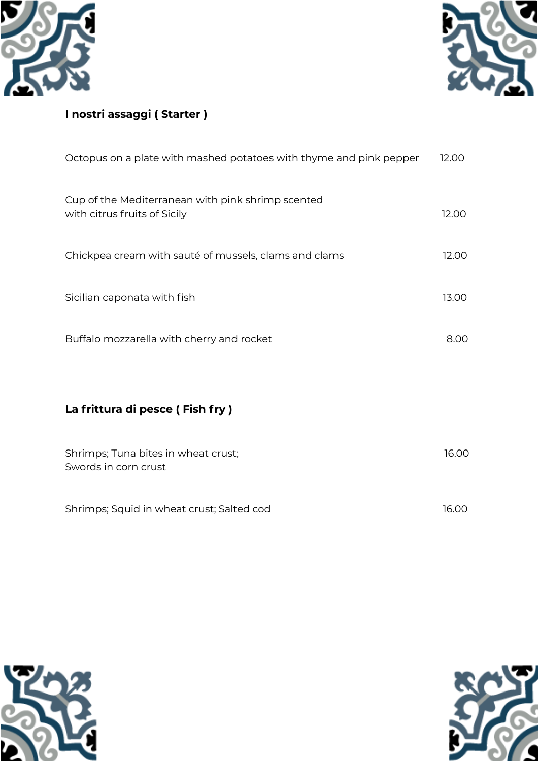## I nostri assaggi ( Starter )

Octopus on a plate with mashed potatoes with thyme and pink pepper 12.00

Cup of the Mediterranean with pink shrimp scented
with citrus fruits of Sicily 12.00

Chickpea cream with sauté of mussels, clams and clams 12.00

Sicilian caponata with fish 13.00

Buffalo mozzarella with cherry and rocket 8.00

## La frittura di pesce ( Fish fry )

Shrimps; Tuna bites in wheat crust;
Swords in corn crust 16.00

Shrimps; Squid in wheat crust; Salted cod 16.00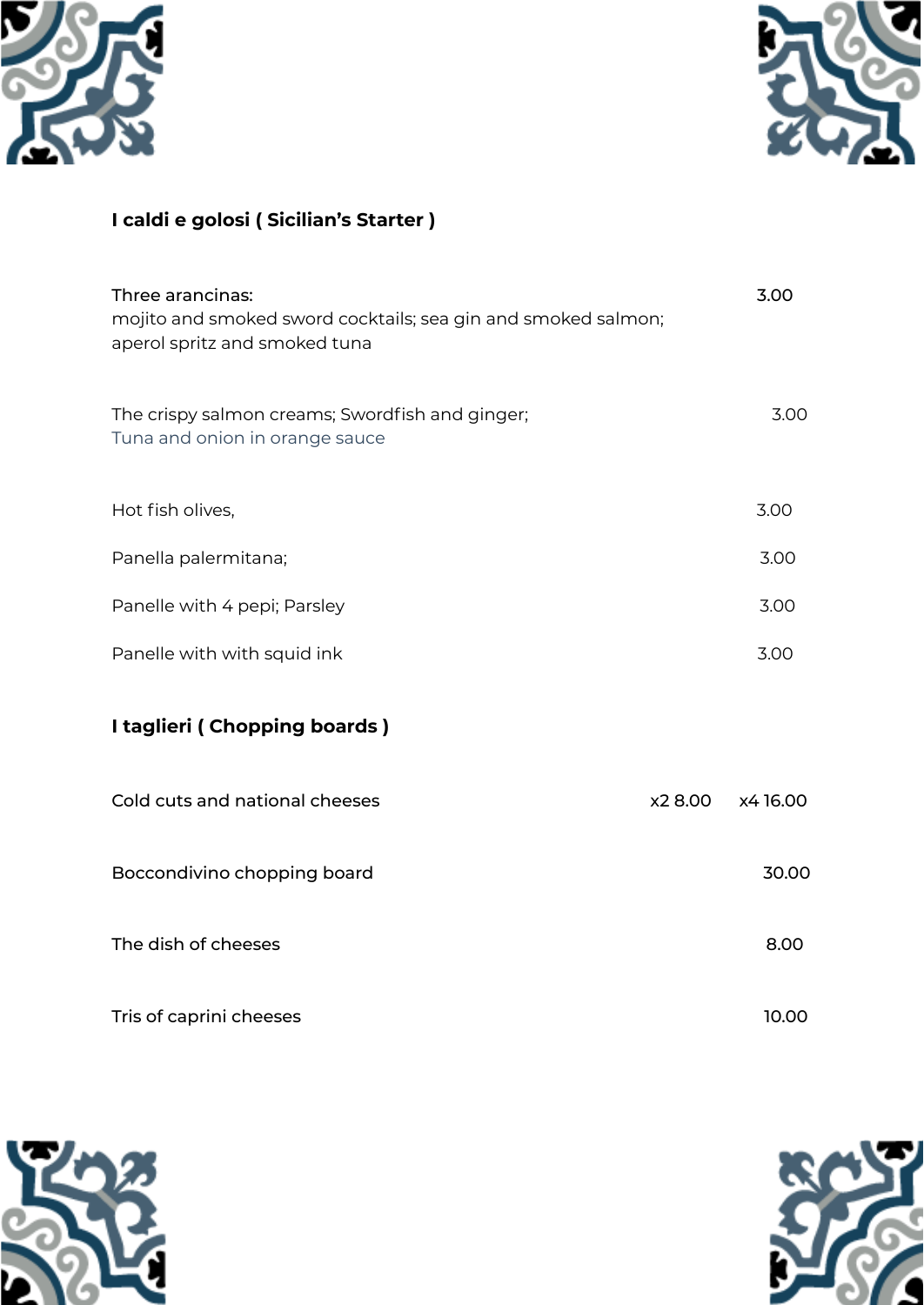## I caldi e golosi ( Sicilian's Starter )

| Item | Price |
|---|---|
| Three arancinas:<br>mojito and smoked sword cocktails; sea gin and smoked salmon; aperol spritz and smoked tuna | 3.00 |
| The crispy salmon creams; Swordfish and ginger;<br>Tuna and onion in orange sauce | 3.00 |
| Hot fish olives, | 3.00 |
| Panella palermitana; | 3.00 |
| Panelle with 4 pepi; Parsley | 3.00 |
| Panelle with with squid ink | 3.00 |

## I taglieri ( Chopping boards )

| Item | | Price |
|---|---|---|
| Cold cuts and national cheeses | x2 8.00 | x4 16.00 |
| Boccondivino chopping board | | 30.00 |
| The dish of cheeses | | 8.00 |
| Tris of caprini cheeses | | 10.00 |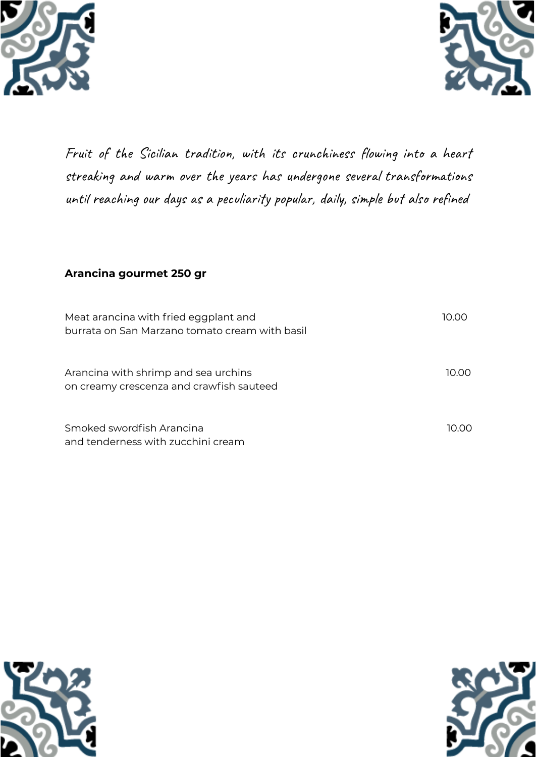*Fruit of the Sicilian tradition, with its crunchiness flowing into a heart streaking and warm over the years has undergone several transformations until reaching our days as a peculiarity popular, daily, simple but also refined*

**Arancina gourmet 250 gr**

| | |
|---|---|
| Meat arancina with fried eggplant and burrata on San Marzano tomato cream with basil | 10.00 |
| Arancina with shrimp and sea urchins on creamy crescenza and crawfish sauteed | 10.00 |
| Smoked swordfish Arancina and tenderness with zucchini cream | 10.00 |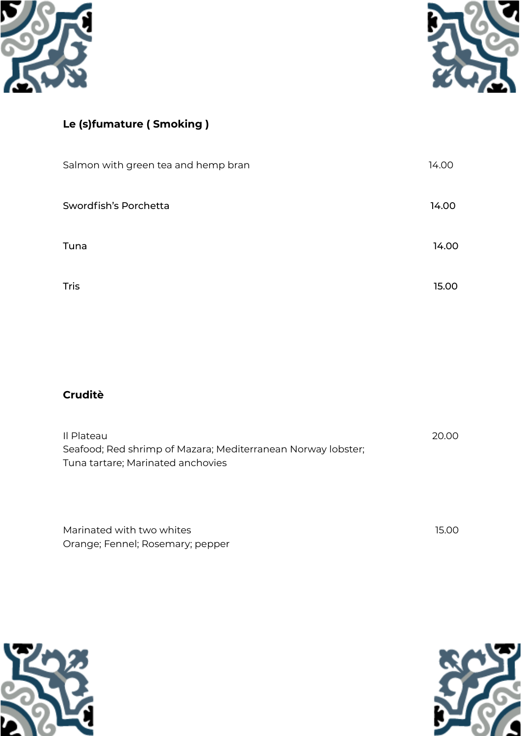## Le (s)fumature ( Smoking )

| | |
|---|---|
| Salmon with green tea and hemp bran | 14.00 |
| Swordfish's Porchetta | 14.00 |
| Tuna | 14.00 |
| Tris | 15.00 |

## Cruditè

| | |
|---|---|
| Il Plateau<br>Seafood; Red shrimp of Mazara; Mediterranean Norway lobster; Tuna tartare; Marinated anchovies | 20.00 |
| Marinated with two whites<br>Orange; Fennel; Rosemary; pepper | 15.00 |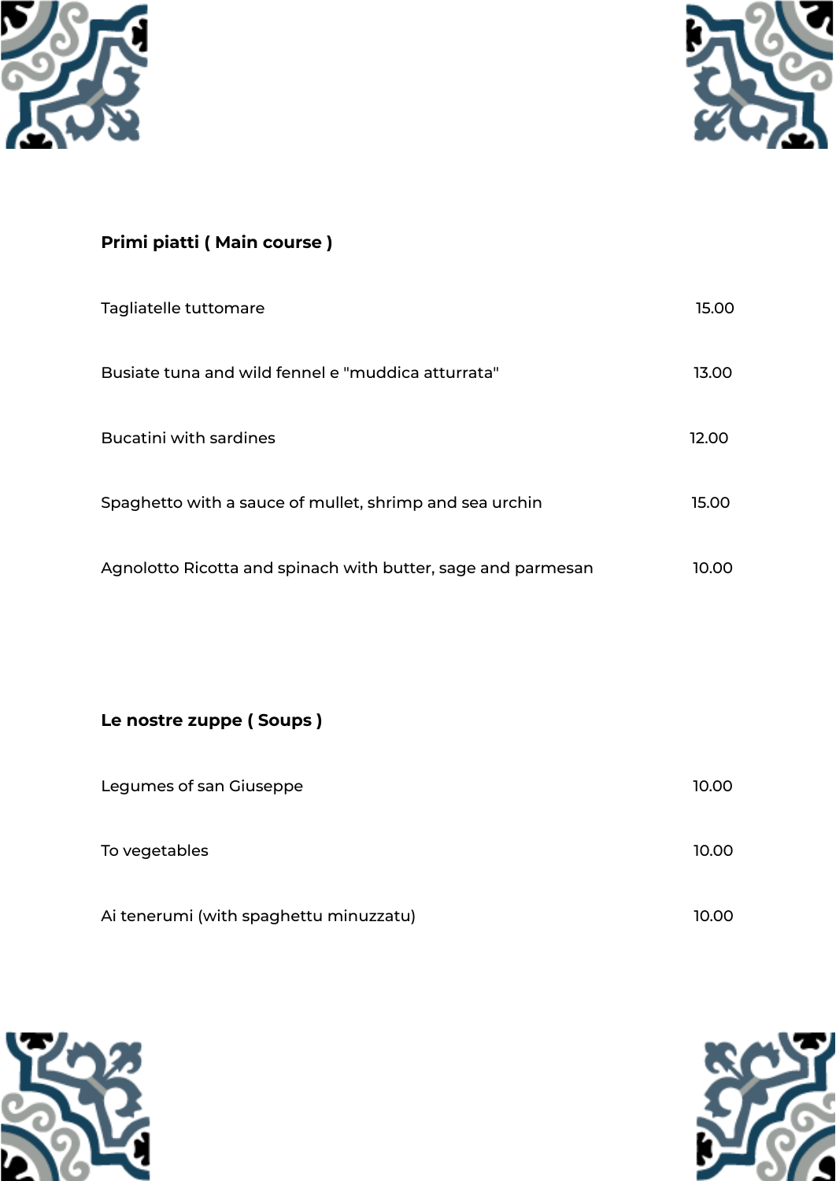## Primi piatti ( Main course )

| | |
|---|---|
| Tagliatelle tuttomare | 15.00 |
| Busiate tuna and wild fennel e "muddica atturrata" | 13.00 |
| Bucatini with sardines | 12.00 |
| Spaghetto with a sauce of mullet, shrimp and sea urchin | 15.00 |
| Agnolotto Ricotta and spinach with butter, sage and parmesan | 10.00 |

## Le nostre zuppe ( Soups )

| | |
|---|---|
| Legumes of san Giuseppe | 10.00 |
| To vegetables | 10.00 |
| Ai tenerumi (with spaghettu minuzzatu) | 10.00 |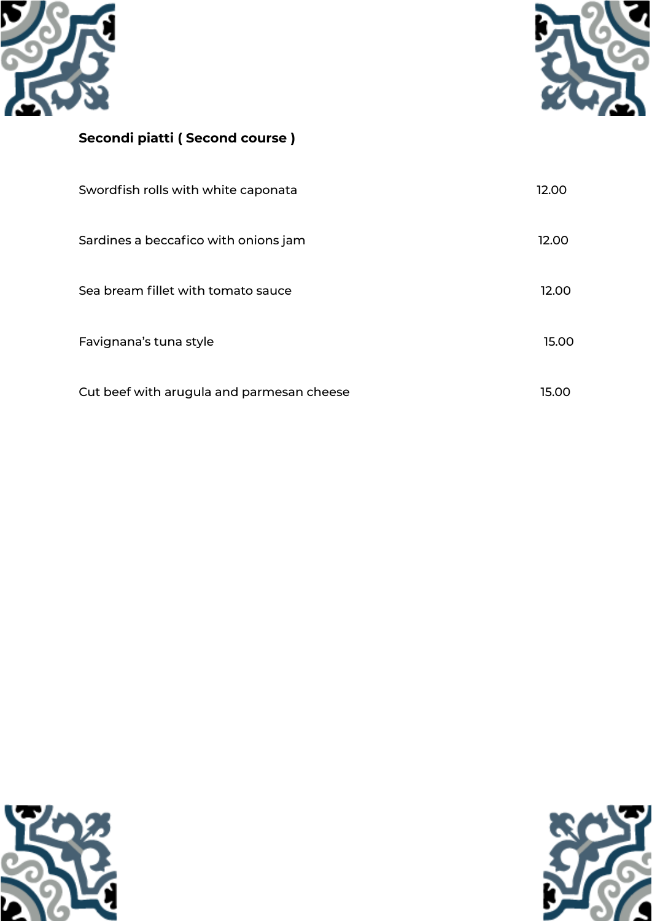## Secondi piatti ( Second course )

| | |
|---|---|
| Swordfish rolls with white caponata | 12.00 |
| Sardines a beccafico with onions jam | 12.00 |
| Sea bream fillet with tomato sauce | 12.00 |
| Favignana's tuna style | 15.00 |
| Cut beef with arugula and parmesan cheese | 15.00 |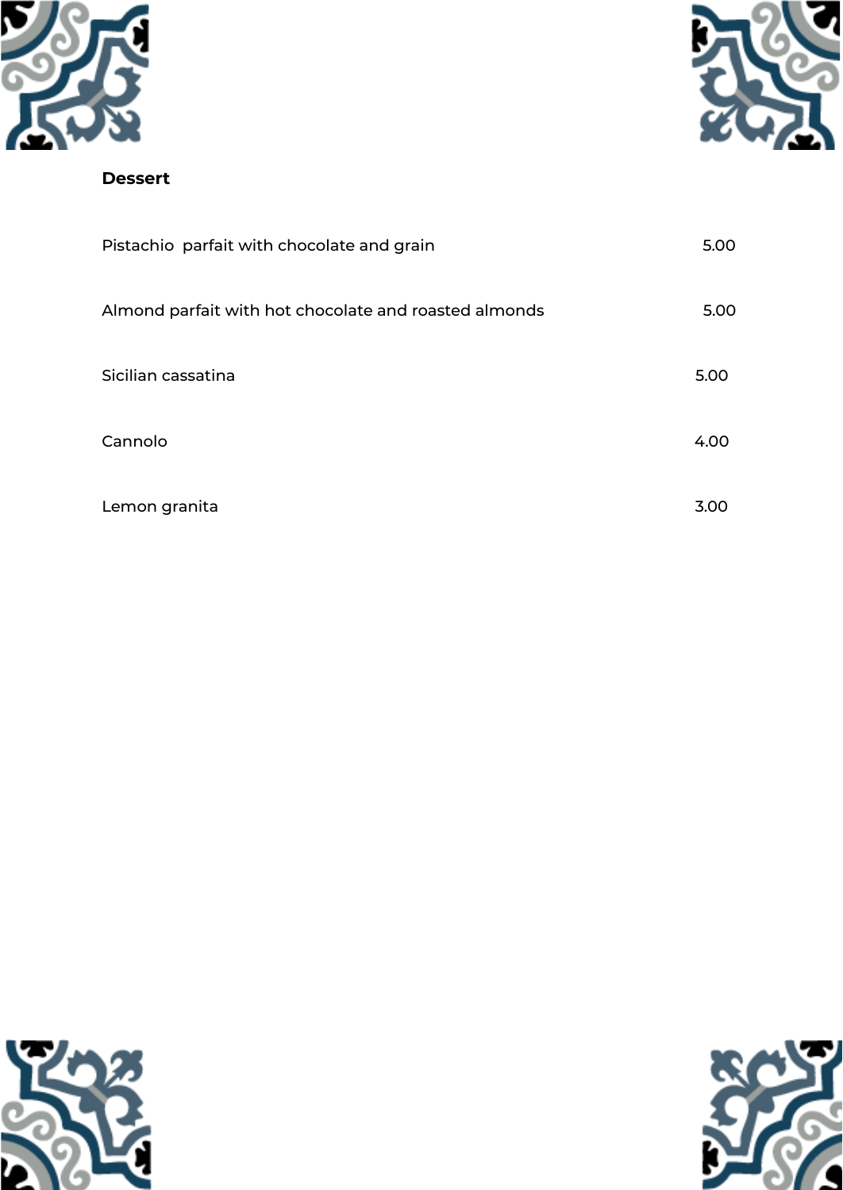**Dessert**

| | |
|---|---|
| Pistachio parfait with chocolate and grain | 5.00 |
| Almond parfait with hot chocolate and roasted almonds | 5.00 |
| Sicilian cassatina | 5.00 |
| Cannolo | 4.00 |
| Lemon granita | 3.00 |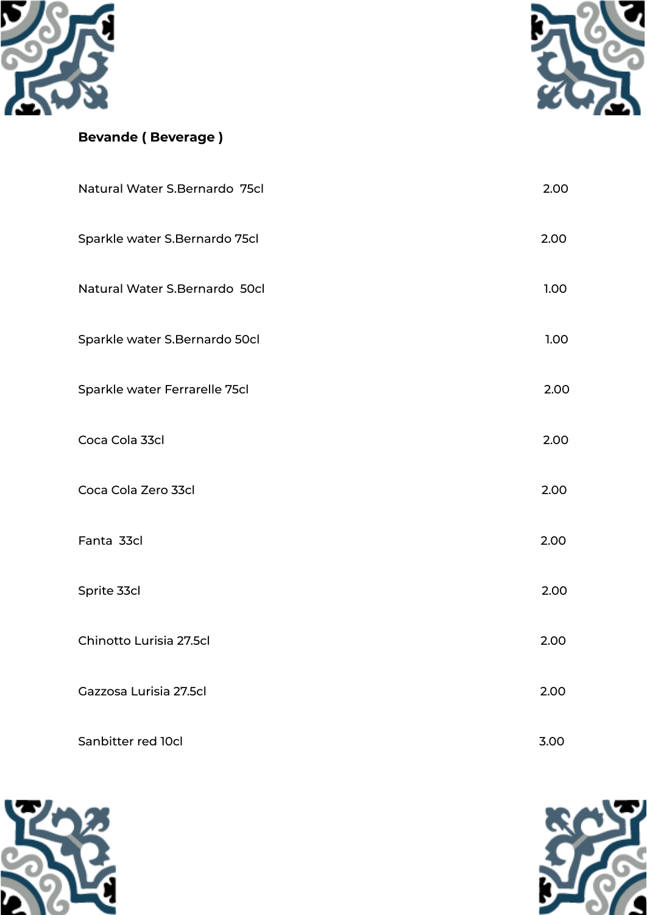**Bevande ( Beverage )**

| Item | Price |
|---|---|
| Natural Water S.Bernardo 75cl | 2.00 |
| Sparkle water S.Bernardo 75cl | 2.00 |
| Natural Water S.Bernardo 50cl | 1.00 |
| Sparkle water S.Bernardo 50cl | 1.00 |
| Sparkle water Ferrarelle 75cl | 2.00 |
| Coca Cola 33cl | 2.00 |
| Coca Cola Zero 33cl | 2.00 |
| Fanta 33cl | 2.00 |
| Sprite 33cl | 2.00 |
| Chinotto Lurisia 27.5cl | 2.00 |
| Gazzosa Lurisia 27.5cl | 2.00 |
| Sanbitter red 10cl | 3.00 |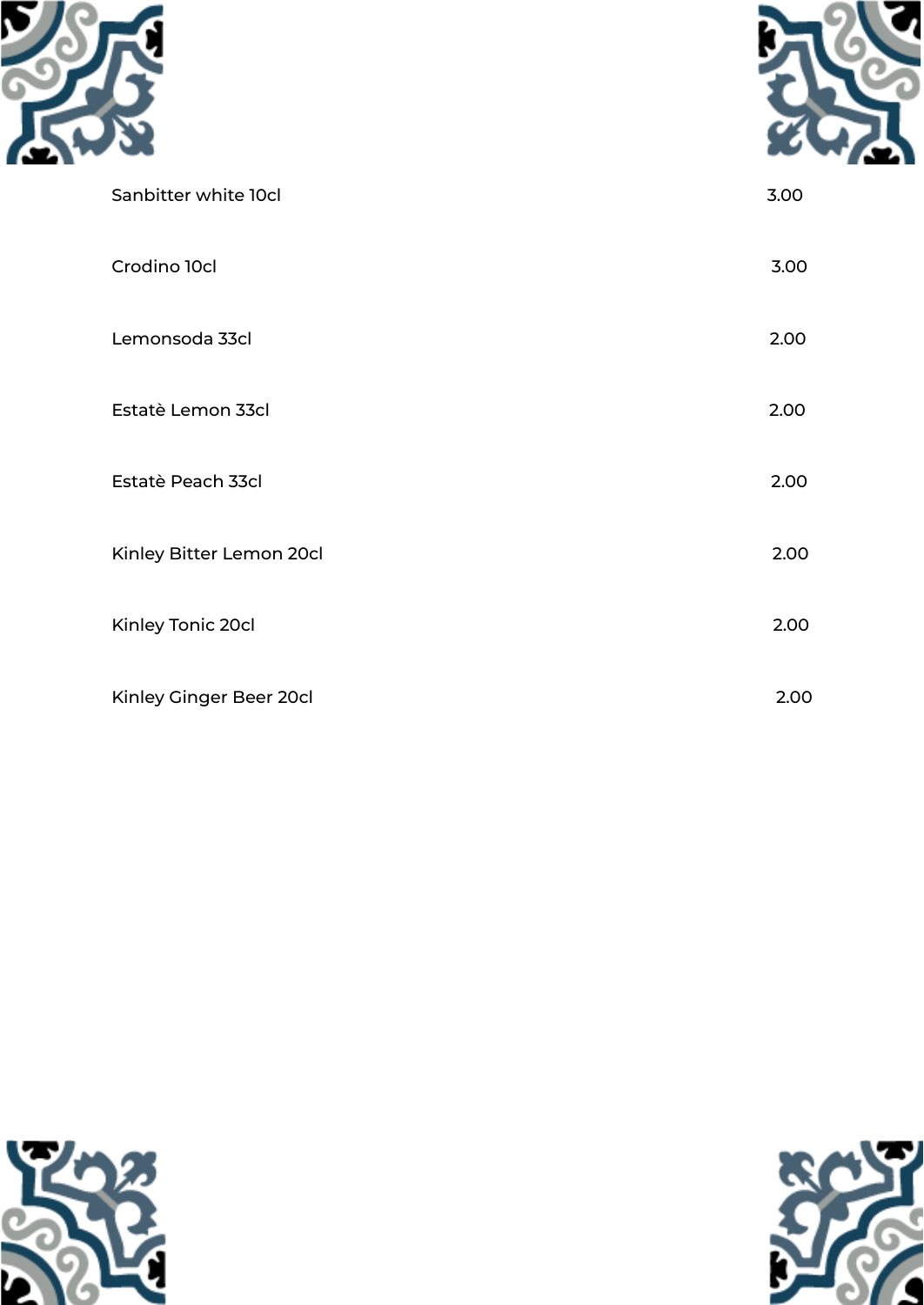| | |
|---|---|
| Sanbitter white 10cl | 3.00 |
| Crodino 10cl | 3.00 |
| Lemonsoda 33cl | 2.00 |
| Estatè Lemon 33cl | 2.00 |
| Estatè Peach 33cl | 2.00 |
| Kinley Bitter Lemon 20cl | 2.00 |
| Kinley Tonic 20cl | 2.00 |
| Kinley Ginger Beer 20cl | 2.00 |